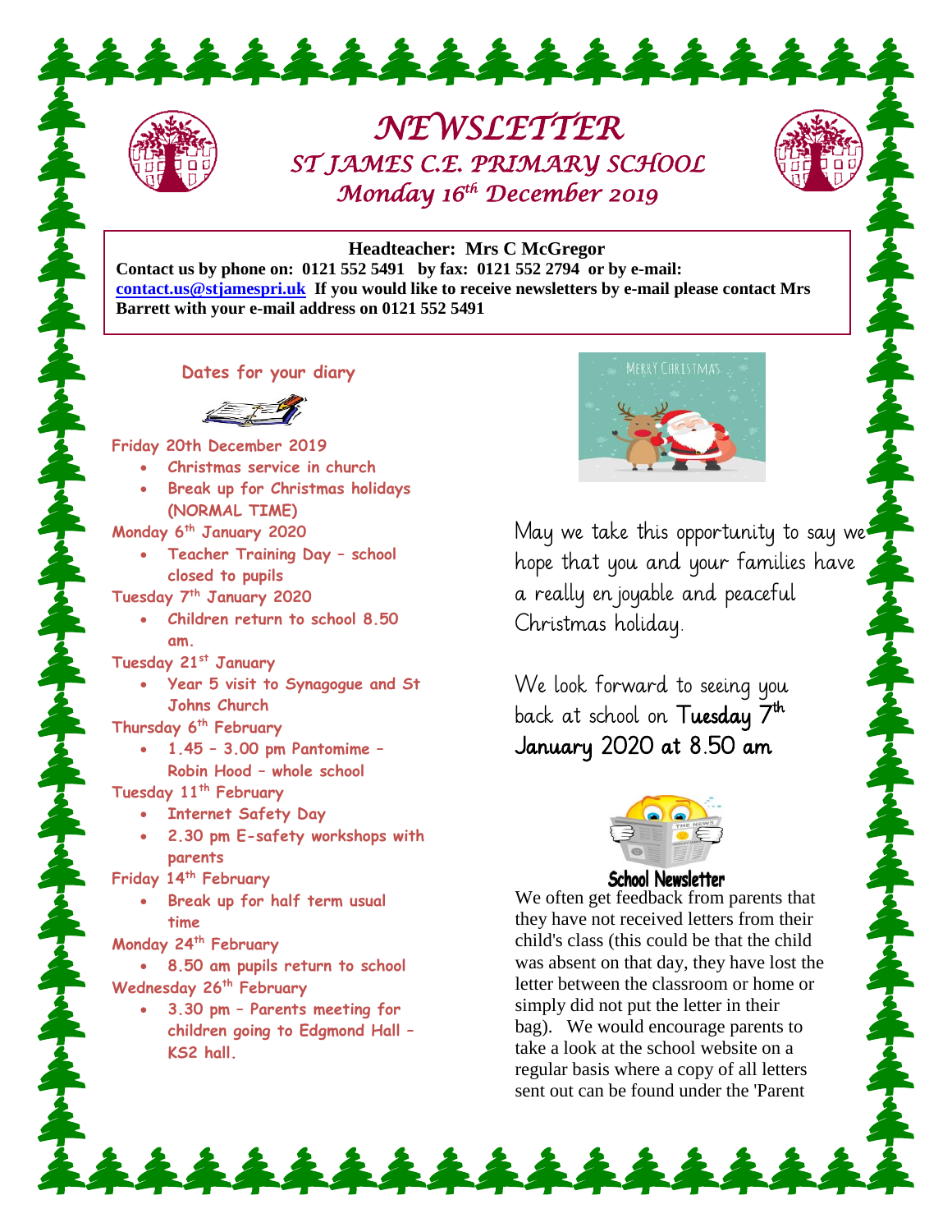# NEWSLETTER

## ST JAMES C.E. PRIMARY SCHOOL

### Monday 16th December 2019

**Headteacher: Mrs C McGregor**

**Contact us by phone on: 0121 552 5491 by fax: 0121 552 2794 or by e-mail: contact.us@stjamespri.uk If you would like to receive newsletters by e-mail please contact Mrs Barrett with your e-mail address on 0121 552 5491**

### Dates for your diary

**Friday 20th December 2019**

- Christmas service in church
- Break up for Christmas holidays (NORMAL TIME)

**Monday 6th January 2020**

- Teacher Training Day – school closed to pupils

**Tuesday 7th January 2020**

- Children return to school 8.50 am.

**Tuesday 21st January**

- Year 5 visit to Synagogue and St Johns Church

**Thursday 6th February**

- 1.45 – 3.00 pm Pantomime – Robin Hood – whole school

**Tuesday 11th February**

- Internet Safety Day
- 2.30 pm E-safety workshops with parents

**Friday 14th February**

- Break up for half term usual time

**Monday 24th February**

- 8.50 am pupils return to school

**Wednesday 26th February**

- 3.30 pm – Parents meeting for children going to Edgmond Hall – KS2 hall.

May we take this opportunity to say we hope that you and your families have a really enjoyable and peaceful Christmas holiday.

We look forward to seeing you back at school on **Tuesday 7th January 2020 at 8.50 am**

### School Newsletter

We often get feedback from parents that they have not received letters from their child's class (this could be that the child was absent on that day, they have lost the letter between the classroom or home or simply did not put the letter in their bag). We would encourage parents to take a look at the school website on a regular basis where a copy of all letters sent out can be found under the 'Parent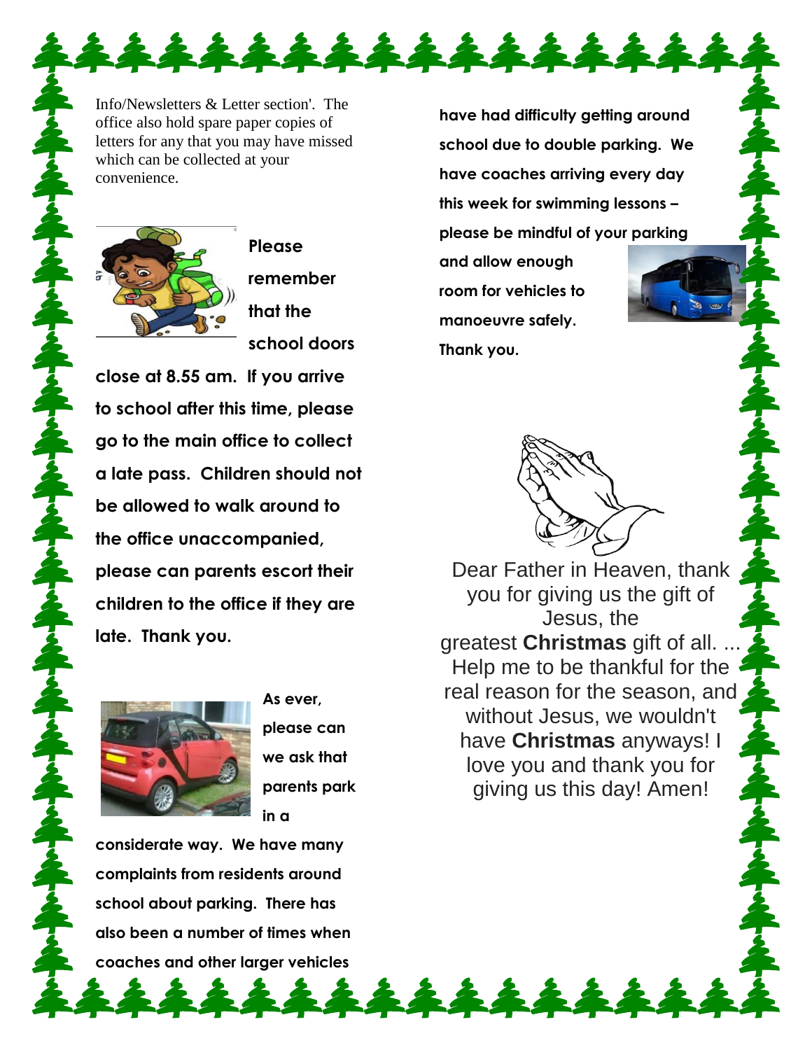Info/Newsletters & Letter section'. The office also hold spare paper copies of letters for any that you may have missed which can be collected at your convenience.

**Please remember that the school doors close at 8.55 am. If you arrive to school after this time, please go to the main office to collect a late pass. Children should not be allowed to walk around to the office unaccompanied, please can parents escort their children to the office if they are late. Thank you.**

**As ever, please can we ask that parents park in a considerate way. We have many complaints from residents around school about parking. There has also been a number of times when coaches and other larger vehicles have had difficulty getting around school due to double parking. We have coaches arriving every day this week for swimming lessons – please be mindful of your parking and allow enough room for vehicles to manoeuvre safely. Thank you.**

Dear Father in Heaven, thank you for giving us the gift of Jesus, the greatest **Christmas** gift of all. ... Help me to be thankful for the real reason for the season, and without Jesus, we wouldn't have **Christmas** anyways! I love you and thank you for giving us this day! Amen!